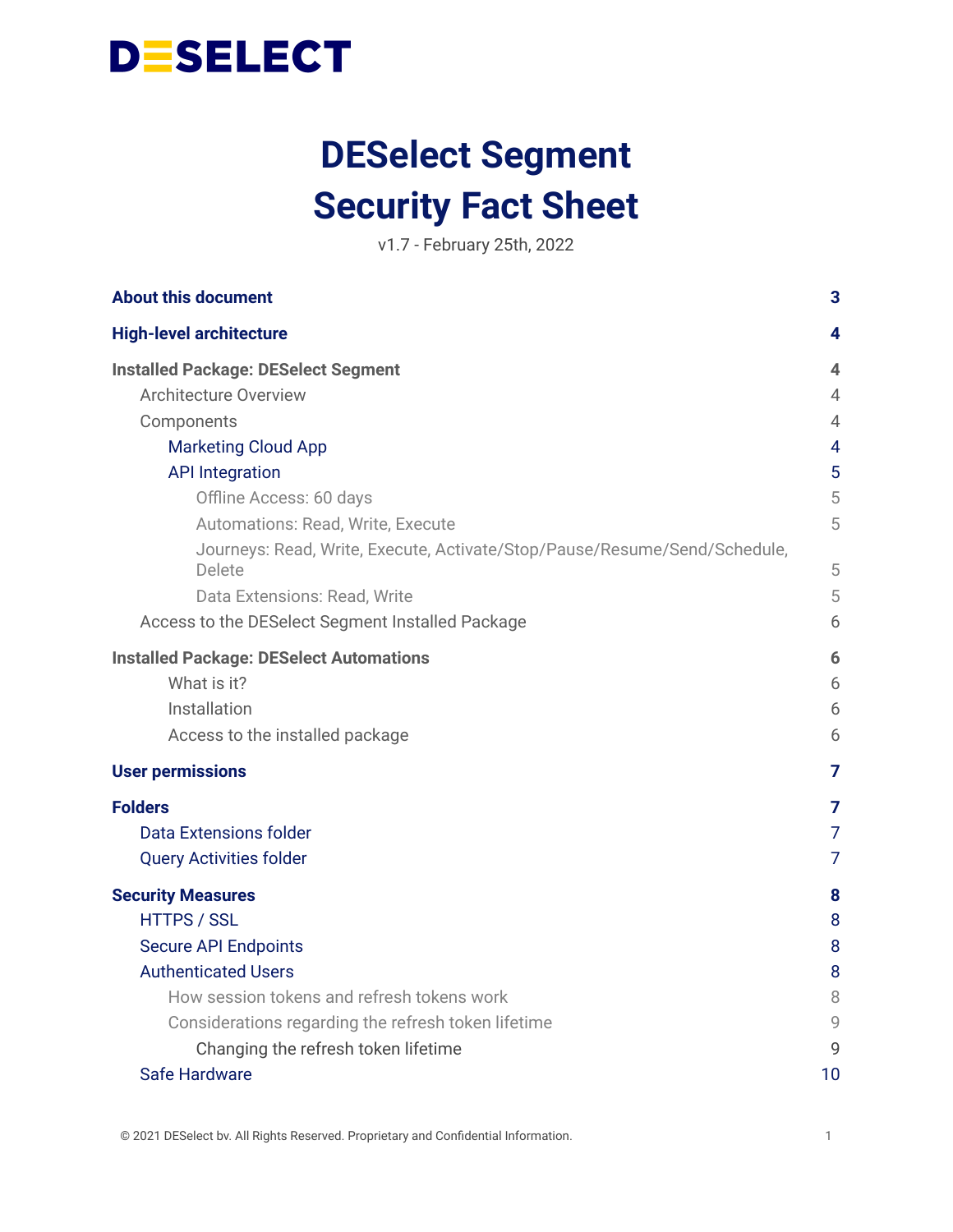# DESELECT

# DESelect Segment Security Fact Sheet

v1.7 - February 25th, 2022

| | |
|---|---|
| **About this document** | **3** |
| **High-level architecture** | **4** |
| **Installed Package: DESelect Segment** | **4** |
| Architecture Overview | 4 |
| Components | 4 |
| Marketing Cloud App | 4 |
| API Integration | 5 |
| Offline Access: 60 days | 5 |
| Automations: Read, Write, Execute | 5 |
| Journeys: Read, Write, Execute, Activate/Stop/Pause/Resume/Send/Schedule, Delete | 5 |
| Data Extensions: Read, Write | 5 |
| Access to the DESelect Segment Installed Package | 6 |
| **Installed Package: DESelect Automations** | **6** |
| What is it? | 6 |
| Installation | 6 |
| Access to the installed package | 6 |
| **User permissions** | **7** |
| **Folders** | **7** |
| Data Extensions folder | 7 |
| Query Activities folder | 7 |
| **Security Measures** | **8** |
| HTTPS / SSL | 8 |
| Secure API Endpoints | 8 |
| Authenticated Users | 8 |
| How session tokens and refresh tokens work | 8 |
| Considerations regarding the refresh token lifetime | 9 |
| Changing the refresh token lifetime | 9 |
| Safe Hardware | 10 |

© 2021 DESelect bv. All Rights Reserved. Proprietary and Confidential Information.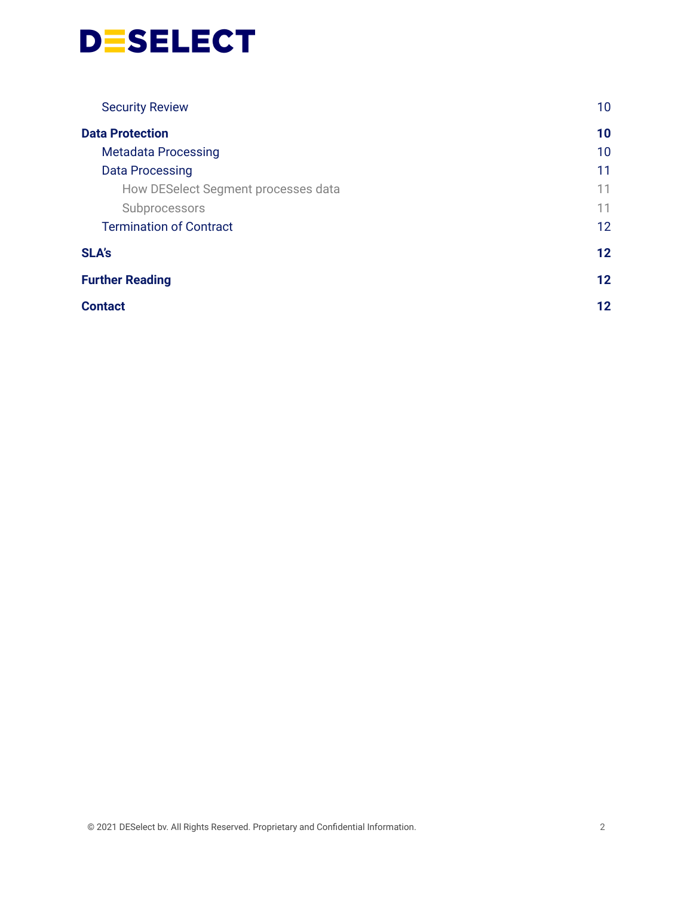Security Review 10

**Data Protection 10**

- Metadata Processing 10
- Data Processing 11
  - How DESelect Segment processes data 11
  - Subprocessors 11
- Termination of Contract 12

**SLA's 12**

**Further Reading 12**

**Contact 12**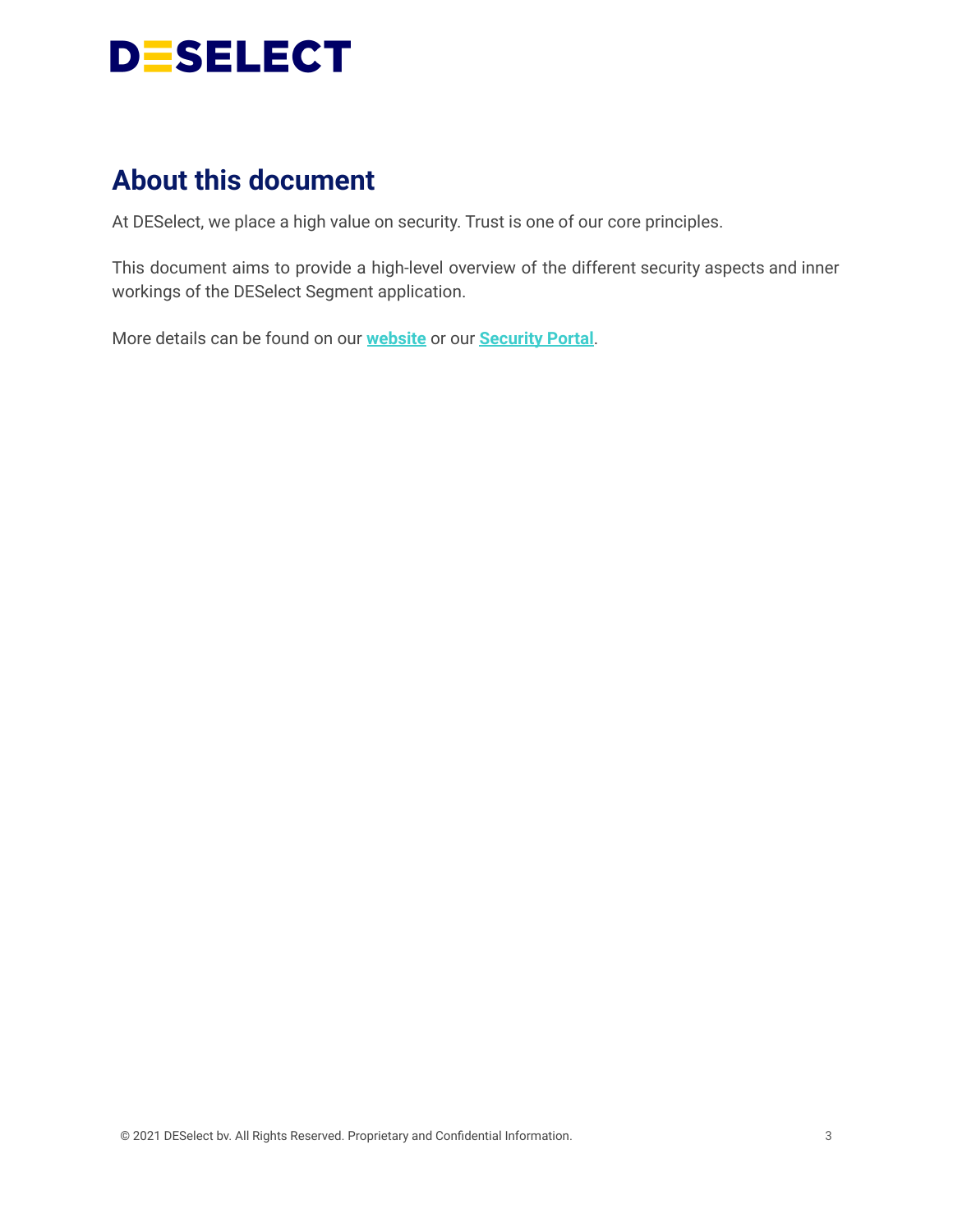## About this document

At DESelect, we place a high value on security. Trust is one of our core principles.

This document aims to provide a high-level overview of the different security aspects and inner workings of the DESelect Segment application.

More details can be found on our **website** or our **Security Portal**.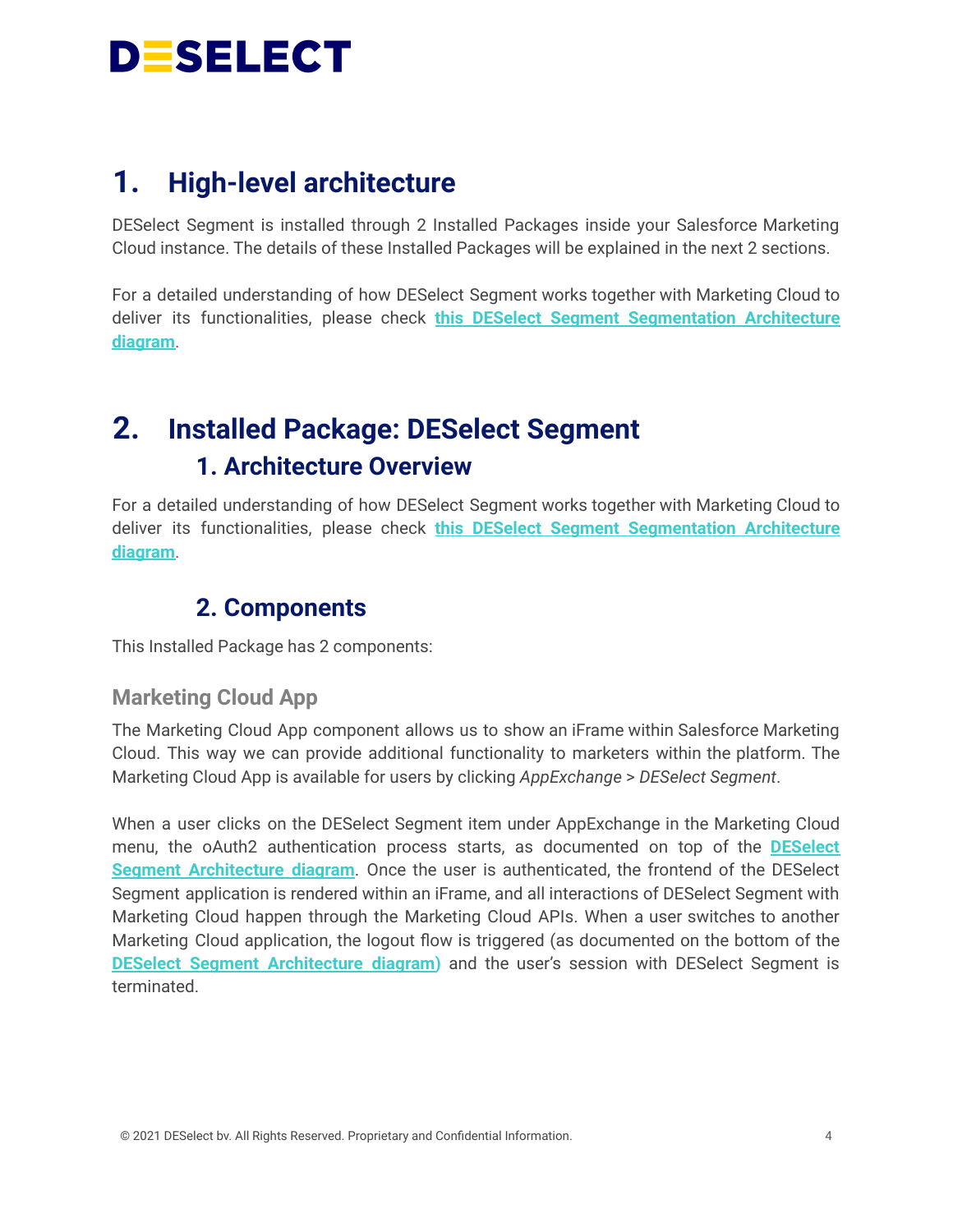# 1. High-level architecture

DESelect Segment is installed through 2 Installed Packages inside your Salesforce Marketing Cloud instance. The details of these Installed Packages will be explained in the next 2 sections.

For a detailed understanding of how DESelect Segment works together with Marketing Cloud to deliver its functionalities, please check **this DESelect Segment Segmentation Architecture diagram**.

# 2. Installed Package: DESelect Segment

## 1. Architecture Overview

For a detailed understanding of how DESelect Segment works together with Marketing Cloud to deliver its functionalities, please check **this DESelect Segment Segmentation Architecture diagram**.

## 2. Components

This Installed Package has 2 components:

### Marketing Cloud App

The Marketing Cloud App component allows us to show an iFrame within Salesforce Marketing Cloud. This way we can provide additional functionality to marketers within the platform. The Marketing Cloud App is available for users by clicking *AppExchange > DESelect Segment*.

When a user clicks on the DESelect Segment item under AppExchange in the Marketing Cloud menu, the oAuth2 authentication process starts, as documented on top of the **DESelect Segment Architecture diagram**. Once the user is authenticated, the frontend of the DESelect Segment application is rendered within an iFrame, and all interactions of DESelect Segment with Marketing Cloud happen through the Marketing Cloud APIs. When a user switches to another Marketing Cloud application, the logout flow is triggered (as documented on the bottom of the **DESelect Segment Architecture diagram**) and the user's session with DESelect Segment is terminated.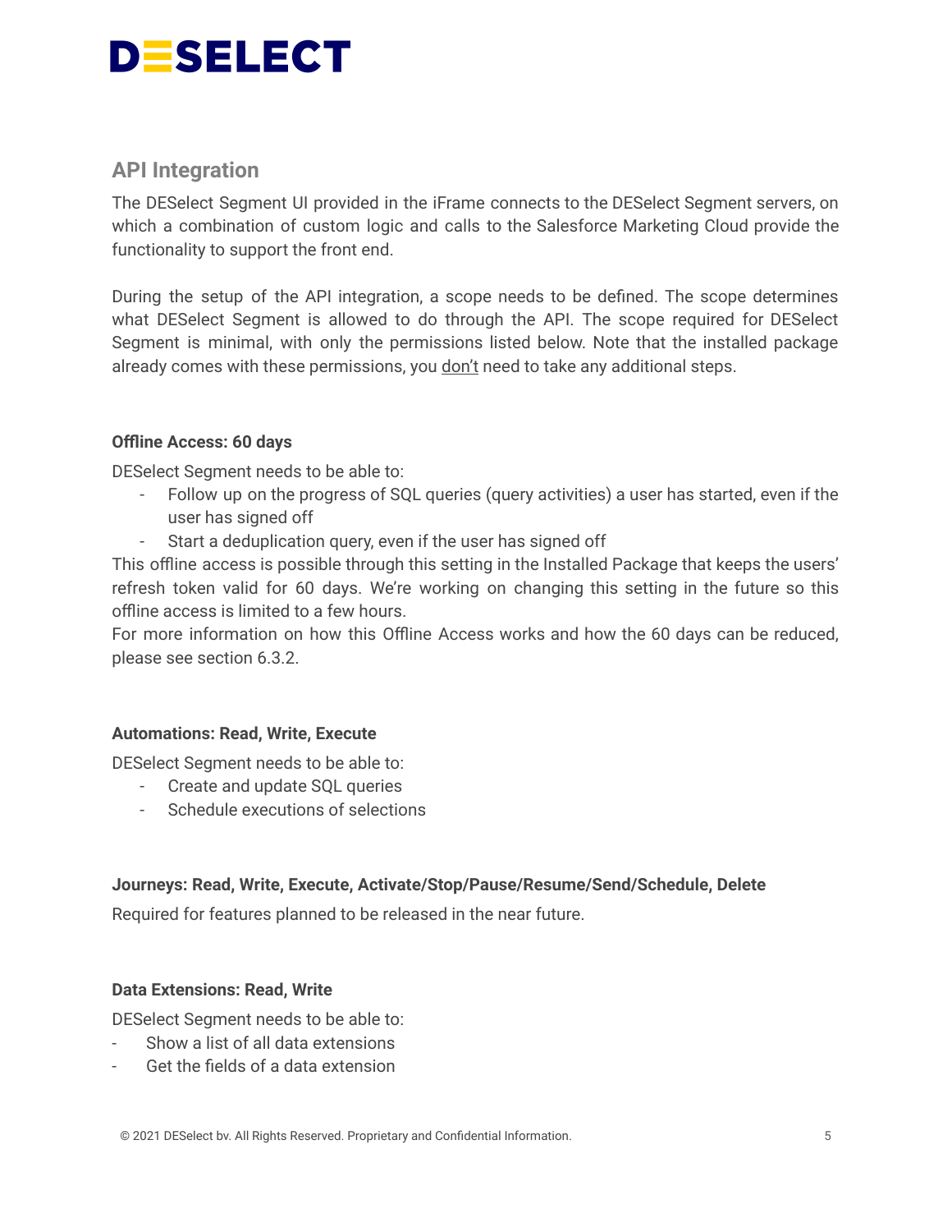## API Integration

The DESelect Segment UI provided in the iFrame connects to the DESelect Segment servers, on which a combination of custom logic and calls to the Salesforce Marketing Cloud provide the functionality to support the front end.

During the setup of the API integration, a scope needs to be defined. The scope determines what DESelect Segment is allowed to do through the API. The scope required for DESelect Segment is minimal, with only the permissions listed below. Note that the installed package already comes with these permissions, you don't need to take any additional steps.

**Offline Access: 60 days**

DESelect Segment needs to be able to:

- Follow up on the progress of SQL queries (query activities) a user has started, even if the user has signed off
- Start a deduplication query, even if the user has signed off

This offline access is possible through this setting in the Installed Package that keeps the users' refresh token valid for 60 days. We're working on changing this setting in the future so this offline access is limited to a few hours.
For more information on how this Offline Access works and how the 60 days can be reduced, please see section 6.3.2.

**Automations: Read, Write, Execute**

DESelect Segment needs to be able to:

- Create and update SQL queries
- Schedule executions of selections

**Journeys: Read, Write, Execute, Activate/Stop/Pause/Resume/Send/Schedule, Delete**

Required for features planned to be released in the near future.

**Data Extensions: Read, Write**

DESelect Segment needs to be able to:

- Show a list of all data extensions
- Get the fields of a data extension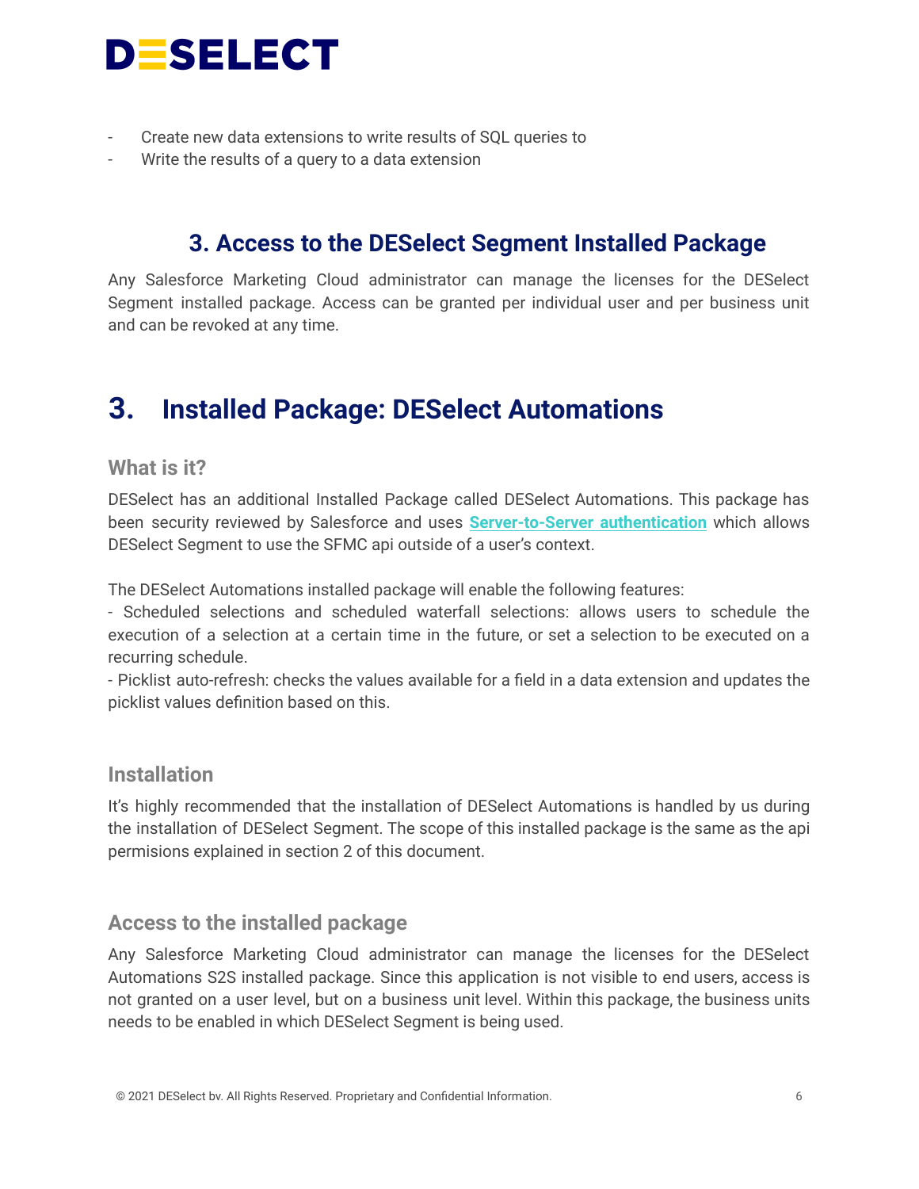- Create new data extensions to write results of SQL queries to
- Write the results of a query to a data extension

### 3. Access to the DESelect Segment Installed Package

Any Salesforce Marketing Cloud administrator can manage the licenses for the DESelect Segment installed package. Access can be granted per individual user and per business unit and can be revoked at any time.

## 3. Installed Package: DESelect Automations

#### What is it?

DESelect has an additional Installed Package called DESelect Automations. This package has been security reviewed by Salesforce and uses **Server-to-Server authentication** which allows DESelect Segment to use the SFMC api outside of a user's context.

The DESelect Automations installed package will enable the following features:
- Scheduled selections and scheduled waterfall selections: allows users to schedule the execution of a selection at a certain time in the future, or set a selection to be executed on a recurring schedule.
- Picklist auto-refresh: checks the values available for a field in a data extension and updates the picklist values definition based on this.

#### Installation

It's highly recommended that the installation of DESelect Automations is handled by us during the installation of DESelect Segment. The scope of this installed package is the same as the api permisions explained in section 2 of this document.

#### Access to the installed package

Any Salesforce Marketing Cloud administrator can manage the licenses for the DESelect Automations S2S installed package. Since this application is not visible to end users, access is not granted on a user level, but on a business unit level. Within this package, the business units needs to be enabled in which DESelect Segment is being used.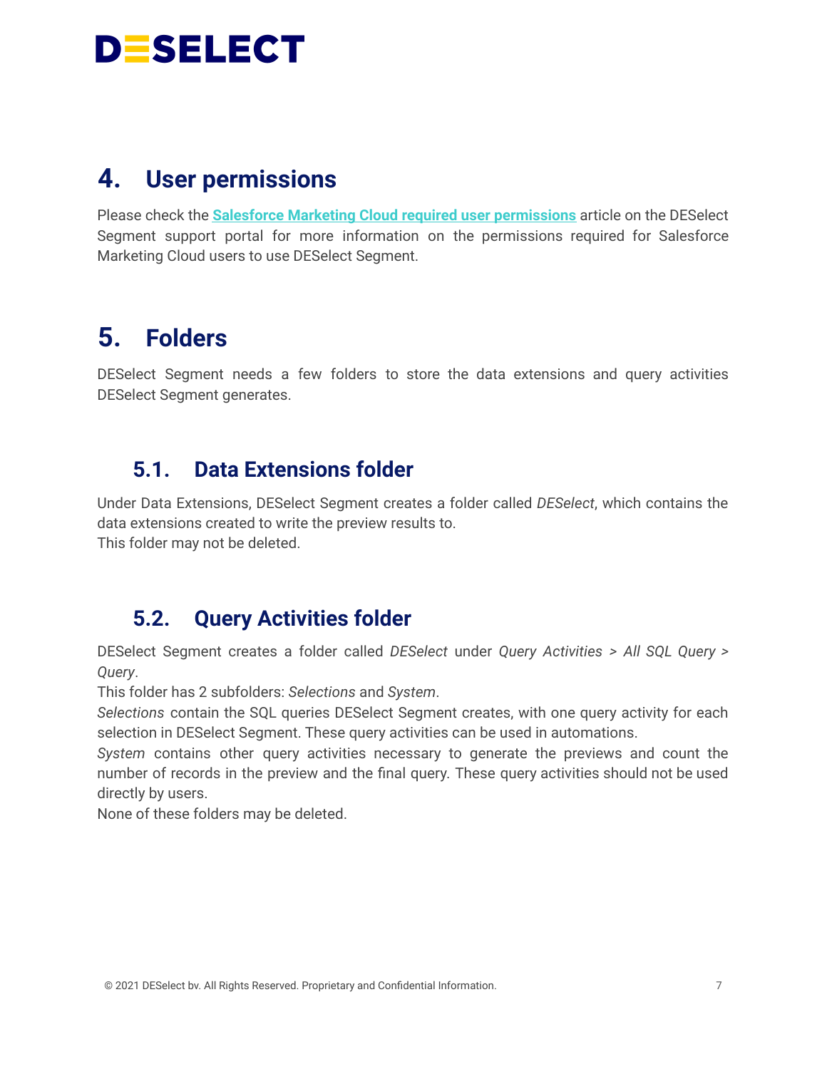# 4. User permissions

Please check the [Salesforce Marketing Cloud required user permissions] article on the DESelect Segment support portal for more information on the permissions required for Salesforce Marketing Cloud users to use DESelect Segment.

# 5. Folders

DESelect Segment needs a few folders to store the data extensions and query activities DESelect Segment generates.

## 5.1. Data Extensions folder

Under Data Extensions, DESelect Segment creates a folder called *DESelect*, which contains the data extensions created to write the preview results to.
This folder may not be deleted.

## 5.2. Query Activities folder

DESelect Segment creates a folder called *DESelect* under *Query Activities > All SQL Query > Query*.
This folder has 2 subfolders: *Selections* and *System*.
*Selections* contain the SQL queries DESelect Segment creates, with one query activity for each selection in DESelect Segment. These query activities can be used in automations.
*System* contains other query activities necessary to generate the previews and count the number of records in the preview and the final query. These query activities should not be used directly by users.
None of these folders may be deleted.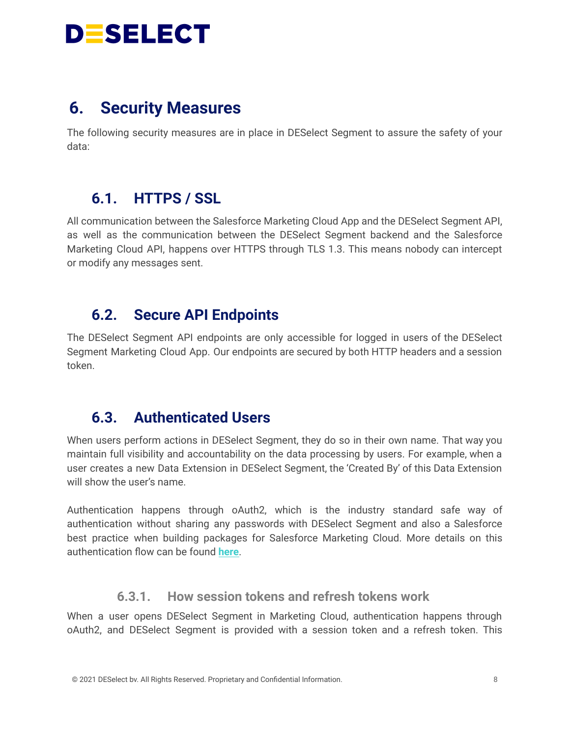## 6. Security Measures

The following security measures are in place in DESelect Segment to assure the safety of your data:

### 6.1. HTTPS / SSL

All communication between the Salesforce Marketing Cloud App and the DESelect Segment API, as well as the communication between the DESelect Segment backend and the Salesforce Marketing Cloud API, happens over HTTPS through TLS 1.3. This means nobody can intercept or modify any messages sent.

### 6.2. Secure API Endpoints

The DESelect Segment API endpoints are only accessible for logged in users of the DESelect Segment Marketing Cloud App. Our endpoints are secured by both HTTP headers and a session token.

### 6.3. Authenticated Users

When users perform actions in DESelect Segment, they do so in their own name. That way you maintain full visibility and accountability on the data processing by users. For example, when a user creates a new Data Extension in DESelect Segment, the 'Created By' of this Data Extension will show the user's name.

Authentication happens through oAuth2, which is the industry standard safe way of authentication without sharing any passwords with DESelect Segment and also a Salesforce best practice when building packages for Salesforce Marketing Cloud. More details on this authentication flow can be found **here**.

#### 6.3.1. How session tokens and refresh tokens work

When a user opens DESelect Segment in Marketing Cloud, authentication happens through oAuth2, and DESelect Segment is provided with a session token and a refresh token. This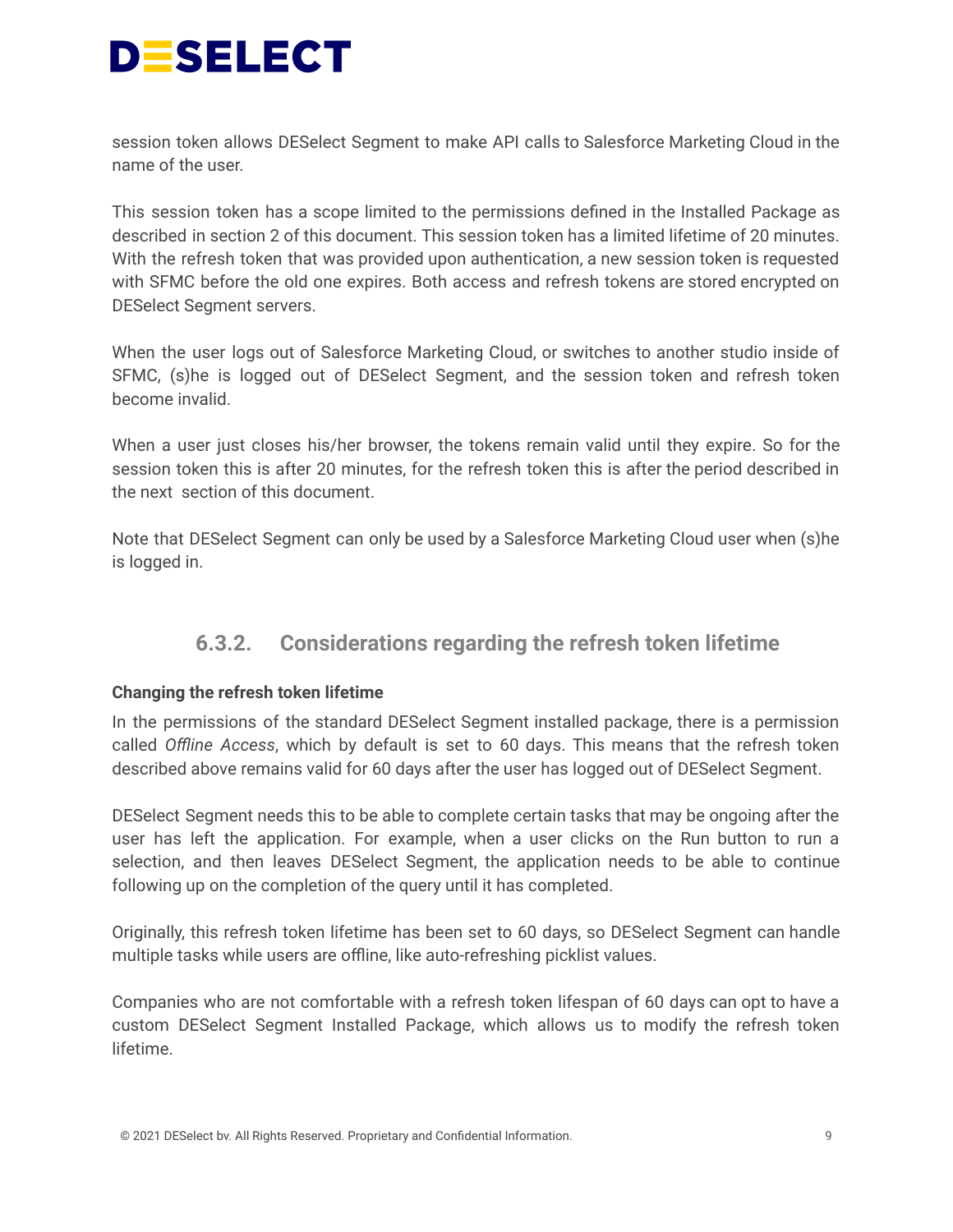session token allows DESelect Segment to make API calls to Salesforce Marketing Cloud in the name of the user.

This session token has a scope limited to the permissions defined in the Installed Package as described in section 2 of this document. This session token has a limited lifetime of 20 minutes. With the refresh token that was provided upon authentication, a new session token is requested with SFMC before the old one expires. Both access and refresh tokens are stored encrypted on DESelect Segment servers.

When the user logs out of Salesforce Marketing Cloud, or switches to another studio inside of SFMC, (s)he is logged out of DESelect Segment, and the session token and refresh token become invalid.

When a user just closes his/her browser, the tokens remain valid until they expire. So for the session token this is after 20 minutes, for the refresh token this is after the period described in the next section of this document.

Note that DESelect Segment can only be used by a Salesforce Marketing Cloud user when (s)he is logged in.

#### 6.3.2. Considerations regarding the refresh token lifetime

**Changing the refresh token lifetime**

In the permissions of the standard DESelect Segment installed package, there is a permission called *Offline Access*, which by default is set to 60 days. This means that the refresh token described above remains valid for 60 days after the user has logged out of DESelect Segment.

DESelect Segment needs this to be able to complete certain tasks that may be ongoing after the user has left the application. For example, when a user clicks on the Run button to run a selection, and then leaves DESelect Segment, the application needs to be able to continue following up on the completion of the query until it has completed.

Originally, this refresh token lifetime has been set to 60 days, so DESelect Segment can handle multiple tasks while users are offline, like auto-refreshing picklist values.

Companies who are not comfortable with a refresh token lifespan of 60 days can opt to have a custom DESelect Segment Installed Package, which allows us to modify the refresh token lifetime.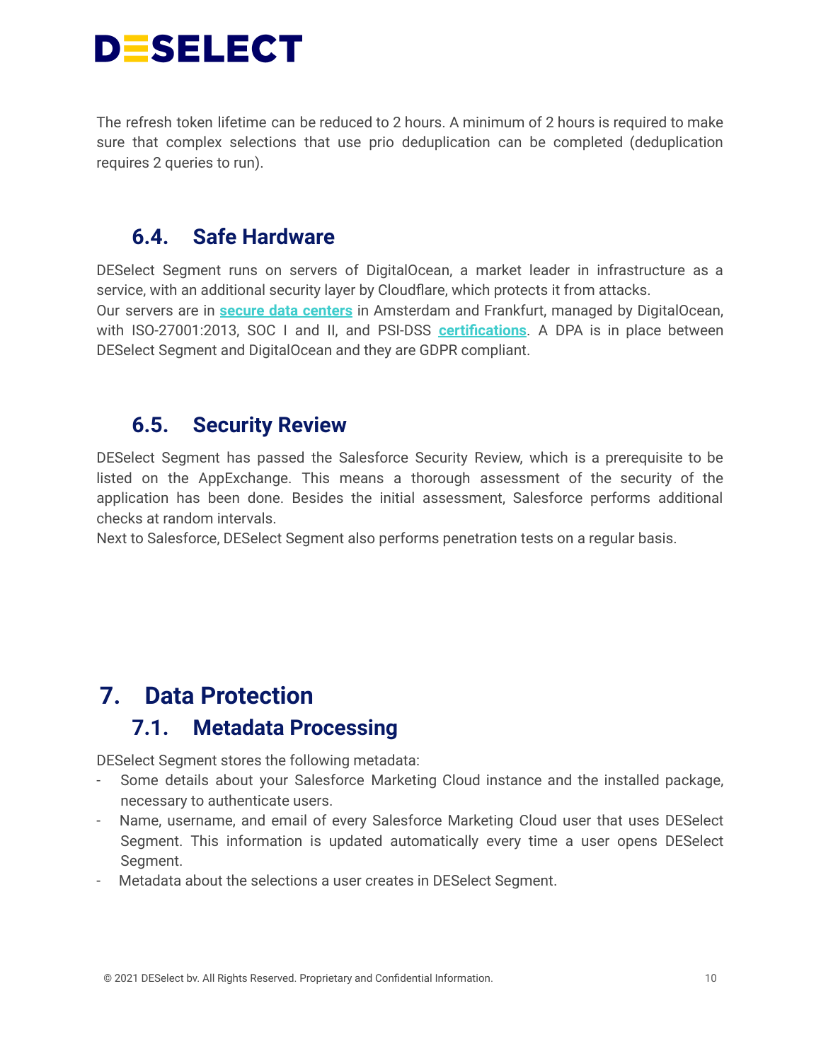The refresh token lifetime can be reduced to 2 hours. A minimum of 2 hours is required to make sure that complex selections that use prio deduplication can be completed (deduplication requires 2 queries to run).

### 6.4. Safe Hardware

DESelect Segment runs on servers of DigitalOcean, a market leader in infrastructure as a service, with an additional security layer by Cloudflare, which protects it from attacks.
Our servers are in **secure data centers** in Amsterdam and Frankfurt, managed by DigitalOcean, with ISO-27001:2013, SOC I and II, and PSI-DSS **certifications**. A DPA is in place between DESelect Segment and DigitalOcean and they are GDPR compliant.

### 6.5. Security Review

DESelect Segment has passed the Salesforce Security Review, which is a prerequisite to be listed on the AppExchange. This means a thorough assessment of the security of the application has been done. Besides the initial assessment, Salesforce performs additional checks at random intervals.
Next to Salesforce, DESelect Segment also performs penetration tests on a regular basis.

## 7. Data Protection

### 7.1. Metadata Processing

DESelect Segment stores the following metadata:

- Some details about your Salesforce Marketing Cloud instance and the installed package, necessary to authenticate users.
- Name, username, and email of every Salesforce Marketing Cloud user that uses DESelect Segment. This information is updated automatically every time a user opens DESelect Segment.
- Metadata about the selections a user creates in DESelect Segment.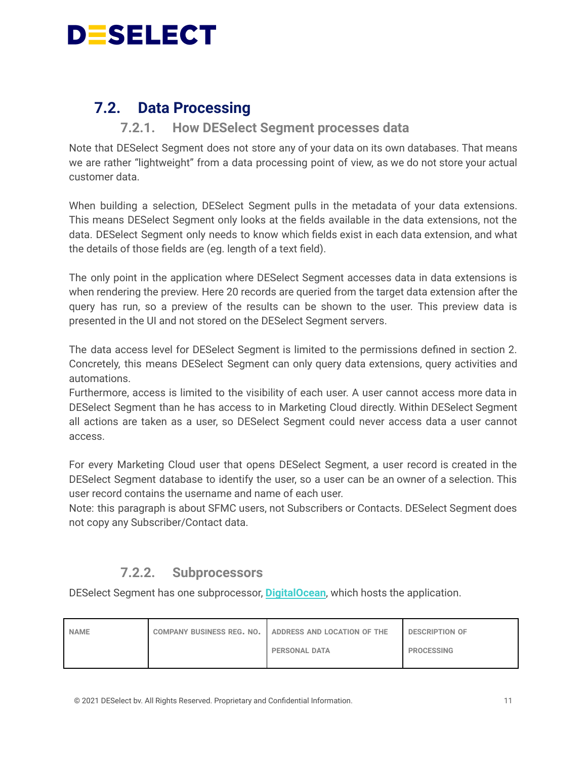## 7.2. Data Processing

### 7.2.1. How DESelect Segment processes data

Note that DESelect Segment does not store any of your data on its own databases. That means we are rather "lightweight" from a data processing point of view, as we do not store your actual customer data.

When building a selection, DESelect Segment pulls in the metadata of your data extensions. This means DESelect Segment only looks at the fields available in the data extensions, not the data. DESelect Segment only needs to know which fields exist in each data extension, and what the details of those fields are (eg. length of a text field).

The only point in the application where DESelect Segment accesses data in data extensions is when rendering the preview. Here 20 records are queried from the target data extension after the query has run, so a preview of the results can be shown to the user. This preview data is presented in the UI and not stored on the DESelect Segment servers.

The data access level for DESelect Segment is limited to the permissions defined in section 2. Concretely, this means DESelect Segment can only query data extensions, query activities and automations.
Furthermore, access is limited to the visibility of each user. A user cannot access more data in DESelect Segment than he has access to in Marketing Cloud directly. Within DESelect Segment all actions are taken as a user, so DESelect Segment could never access data a user cannot access.

For every Marketing Cloud user that opens DESelect Segment, a user record is created in the DESelect Segment database to identify the user, so a user can be an owner of a selection. This user record contains the username and name of each user.
Note: this paragraph is about SFMC users, not Subscribers or Contacts. DESelect Segment does not copy any Subscriber/Contact data.

### 7.2.2. Subprocessors

DESelect Segment has one subprocessor, [DigitalOcean](), which hosts the application.

| NAME | COMPANY BUSINESS REG. NO. | ADDRESS AND LOCATION OF THE PERSONAL DATA | DESCRIPTION OF PROCESSING |
|---|---|---|---|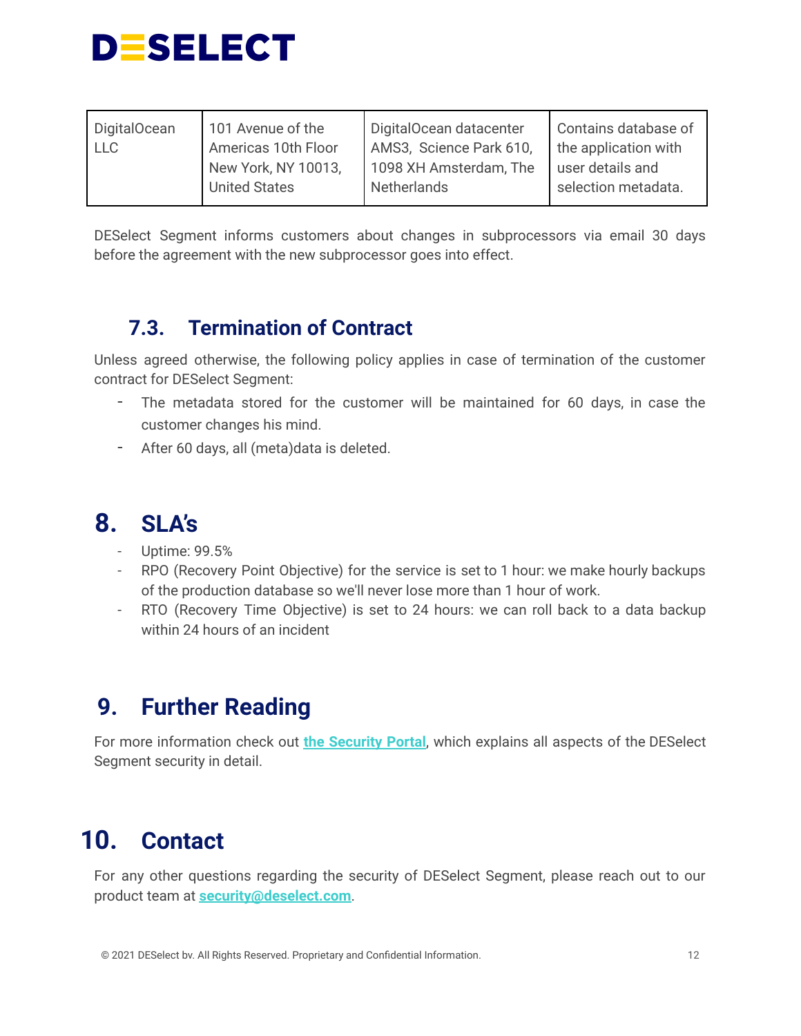| | | | |
|---|---|---|---|
| DigitalOcean LLC | 101 Avenue of the Americas 10th Floor New York, NY 10013, United States | DigitalOcean datacenter AMS3, Science Park 610, 1098 XH Amsterdam, The Netherlands | Contains database of the application with user details and selection metadata. |

DESelect Segment informs customers about changes in subprocessors via email 30 days before the agreement with the new subprocessor goes into effect.

### 7.3. Termination of Contract

Unless agreed otherwise, the following policy applies in case of termination of the customer contract for DESelect Segment:

- The metadata stored for the customer will be maintained for 60 days, in case the customer changes his mind.
- After 60 days, all (meta)data is deleted.

## 8. SLA's

- Uptime: 99.5%
- RPO (Recovery Point Objective) for the service is set to 1 hour: we make hourly backups of the production database so we'll never lose more than 1 hour of work.
- RTO (Recovery Time Objective) is set to 24 hours: we can roll back to a data backup within 24 hours of an incident

## 9. Further Reading

For more information check out **the Security Portal**, which explains all aspects of the DESelect Segment security in detail.

## 10. Contact

For any other questions regarding the security of DESelect Segment, please reach out to our product team at **security@deselect.com**.

© 2021 DESelect bv. All Rights Reserved. Proprietary and Confidential Information.